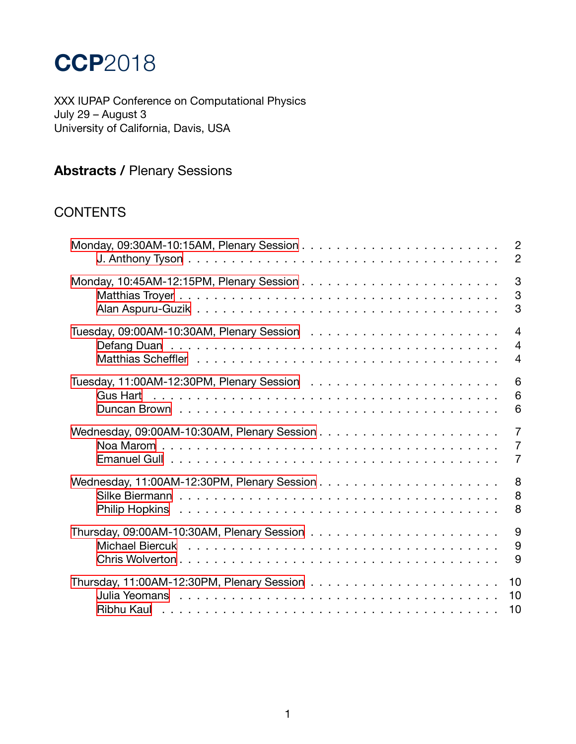# CCP2018

XXX IUPAP Conference on Computational Physics
July 29 – August 3
University of California, Davis, USA

## Abstracts / Plenary Sessions

### CONTENTS

- Monday, 09:30AM-10:15AM, Plenary Session . . . 2
  - J. Anthony Tyson . . . 2
- Monday, 10:45AM-12:15PM, Plenary Session . . . 3
  - Matthias Troyer . . . 3
  - Alan Aspuru-Guzik . . . 3
- Tuesday, 09:00AM-10:30AM, Plenary Session . . . 4
  - Defang Duan . . . 4
  - Matthias Scheffler . . . 4
- Tuesday, 11:00AM-12:30PM, Plenary Session . . . 6
  - Gus Hart . . . 6
  - Duncan Brown . . . 6
- Wednesday, 09:00AM-10:30AM, Plenary Session . . . 7
  - Noa Marom . . . 7
  - Emanuel Gull . . . 7
- Wednesday, 11:00AM-12:30PM, Plenary Session . . . 8
  - Silke Biermann . . . 8
  - Philip Hopkins . . . 8
- Thursday, 09:00AM-10:30AM, Plenary Session . . . 9
  - Michael Biercuk . . . 9
  - Chris Wolverton . . . 9
- Thursday, 11:00AM-12:30PM, Plenary Session . . . 10
  - Julia Yeomans . . . 10
  - Ribhu Kaul . . . 10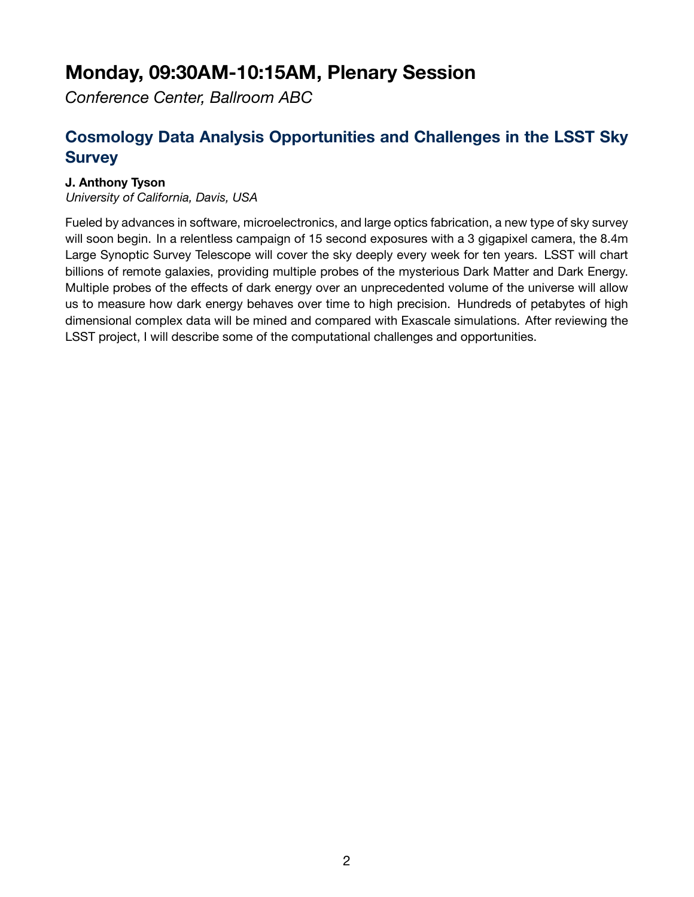# Monday, 09:30AM-10:15AM, Plenary Session

*Conference Center, Ballroom ABC*

## Cosmology Data Analysis Opportunities and Challenges in the LSST Sky Survey

**J. Anthony Tyson**
*University of California, Davis, USA*

Fueled by advances in software, microelectronics, and large optics fabrication, a new type of sky survey will soon begin. In a relentless campaign of 15 second exposures with a 3 gigapixel camera, the 8.4m Large Synoptic Survey Telescope will cover the sky deeply every week for ten years. LSST will chart billions of remote galaxies, providing multiple probes of the mysterious Dark Matter and Dark Energy. Multiple probes of the effects of dark energy over an unprecedented volume of the universe will allow us to measure how dark energy behaves over time to high precision. Hundreds of petabytes of high dimensional complex data will be mined and compared with Exascale simulations. After reviewing the LSST project, I will describe some of the computational challenges and opportunities.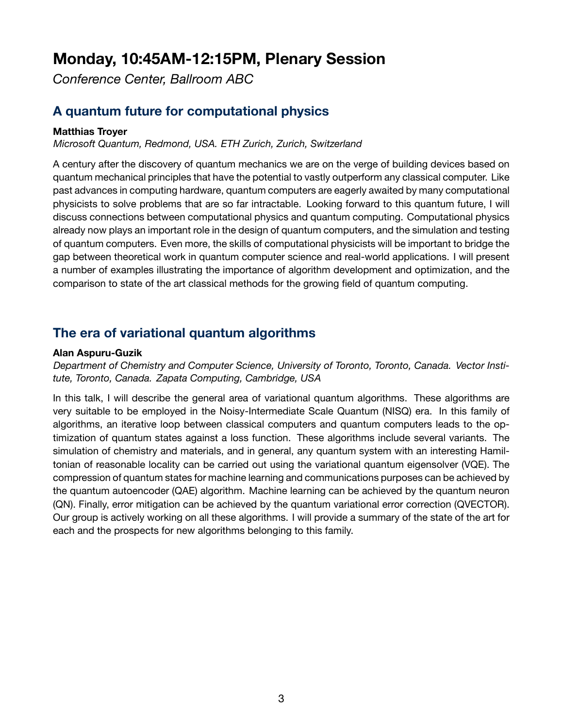# Monday, 10:45AM-12:15PM, Plenary Session

*Conference Center, Ballroom ABC*

## A quantum future for computational physics

**Matthias Troyer**

*Microsoft Quantum, Redmond, USA. ETH Zurich, Zurich, Switzerland*

A century after the discovery of quantum mechanics we are on the verge of building devices based on quantum mechanical principles that have the potential to vastly outperform any classical computer. Like past advances in computing hardware, quantum computers are eagerly awaited by many computational physicists to solve problems that are so far intractable. Looking forward to this quantum future, I will discuss connections between computational physics and quantum computing. Computational physics already now plays an important role in the design of quantum computers, and the simulation and testing of quantum computers. Even more, the skills of computational physicists will be important to bridge the gap between theoretical work in quantum computer science and real-world applications. I will present a number of examples illustrating the importance of algorithm development and optimization, and the comparison to state of the art classical methods for the growing field of quantum computing.

## The era of variational quantum algorithms

**Alan Aspuru-Guzik**

*Department of Chemistry and Computer Science, University of Toronto, Toronto, Canada. Vector Institute, Toronto, Canada. Zapata Computing, Cambridge, USA*

In this talk, I will describe the general area of variational quantum algorithms. These algorithms are very suitable to be employed in the Noisy-Intermediate Scale Quantum (NISQ) era. In this family of algorithms, an iterative loop between classical computers and quantum computers leads to the optimization of quantum states against a loss function. These algorithms include several variants. The simulation of chemistry and materials, and in general, any quantum system with an interesting Hamiltonian of reasonable locality can be carried out using the variational quantum eigensolver (VQE). The compression of quantum states for machine learning and communications purposes can be achieved by the quantum autoencoder (QAE) algorithm. Machine learning can be achieved by the quantum neuron (QN). Finally, error mitigation can be achieved by the quantum variational error correction (QVECTOR). Our group is actively working on all these algorithms. I will provide a summary of the state of the art for each and the prospects for new algorithms belonging to this family.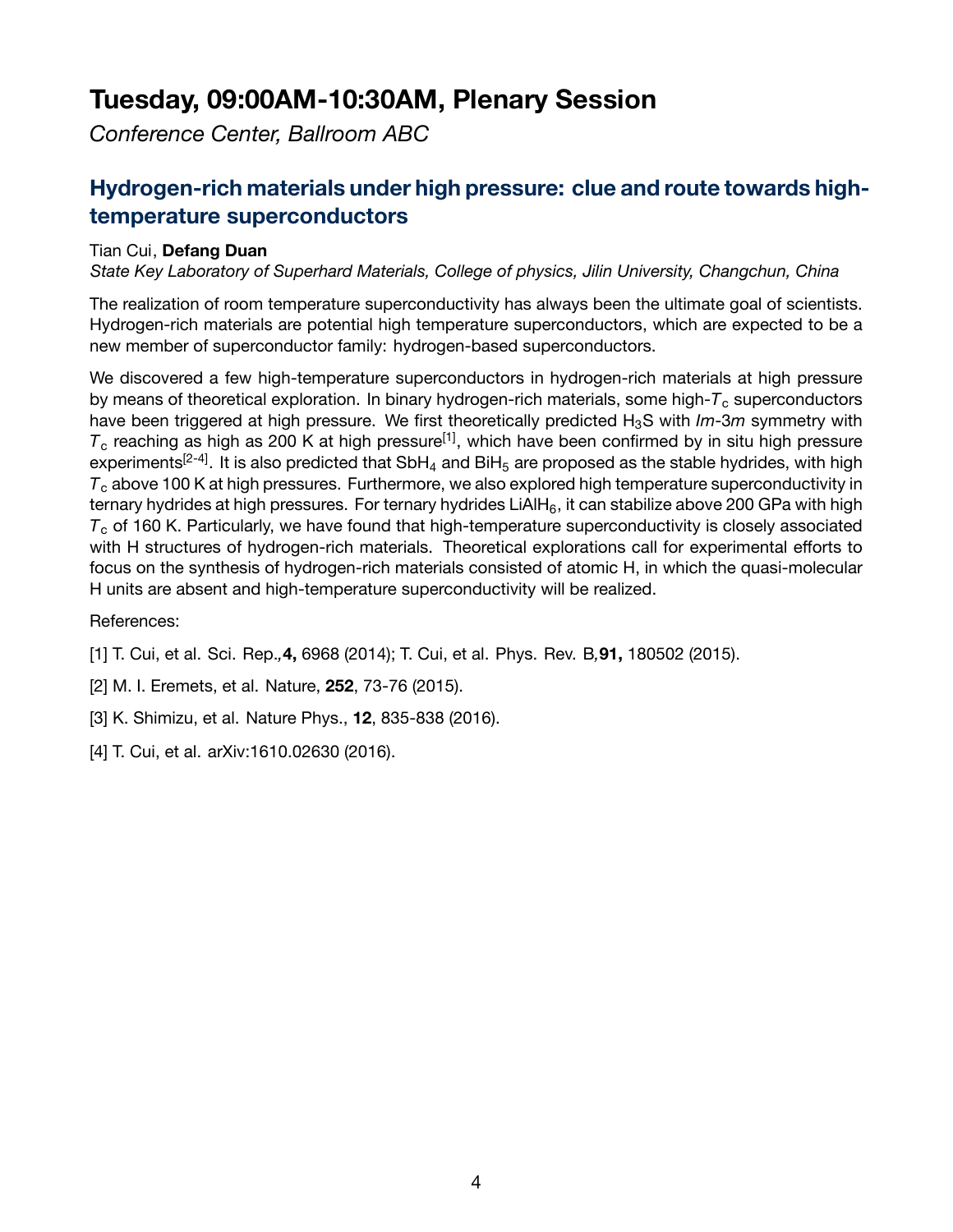# Tuesday, 09:00AM-10:30AM, Plenary Session

*Conference Center, Ballroom ABC*

## Hydrogen-rich materials under high pressure: clue and route towards high-temperature superconductors

Tian Cui, **Defang Duan**

*State Key Laboratory of Superhard Materials, College of physics, Jilin University, Changchun, China*

The realization of room temperature superconductivity has always been the ultimate goal of scientists. Hydrogen-rich materials are potential high temperature superconductors, which are expected to be a new member of superconductor family: hydrogen-based superconductors.

We discovered a few high-temperature superconductors in hydrogen-rich materials at high pressure by means of theoretical exploration. In binary hydrogen-rich materials, some high-$T_c$ superconductors have been triggered at high pressure. We first theoretically predicted $H_3S$ with *Im*-3*m* symmetry with $T_c$ reaching as high as 200 K at high pressure[1], which have been confirmed by in situ high pressure experiments[2-4]. It is also predicted that $SbH_4$ and $BiH_5$ are proposed as the stable hydrides, with high $T_c$ above 100 K at high pressures. Furthermore, we also explored high temperature superconductivity in ternary hydrides at high pressures. For ternary hydrides $LiAlH_6$, it can stabilize above 200 GPa with high $T_c$ of 160 K. Particularly, we have found that high-temperature superconductivity is closely associated with H structures of hydrogen-rich materials. Theoretical explorations call for experimental efforts to focus on the synthesis of hydrogen-rich materials consisted of atomic H, in which the quasi-molecular H units are absent and high-temperature superconductivity will be realized.

References:

[1] T. Cui, et al. Sci. Rep.,**4,** 6968 (2014); T. Cui, et al. Phys. Rev. B,**91,** 180502 (2015).

[2] M. I. Eremets, et al. Nature, **252**, 73-76 (2015).

[3] K. Shimizu, et al. Nature Phys., **12**, 835-838 (2016).

[4] T. Cui, et al. arXiv:1610.02630 (2016).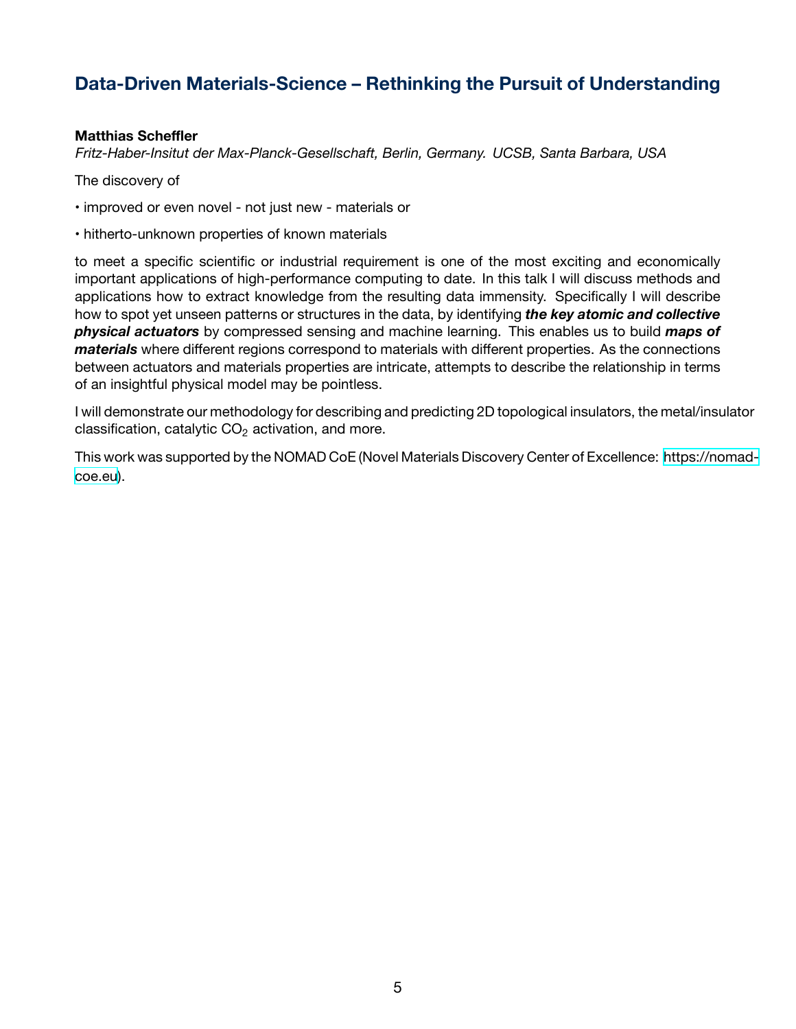## Data-Driven Materials-Science – Rethinking the Pursuit of Understanding

**Matthias Scheffler**

*Fritz-Haber-Insitut der Max-Planck-Gesellschaft, Berlin, Germany. UCSB, Santa Barbara, USA*

The discovery of

• improved or even novel - not just new - materials or

• hitherto-unknown properties of known materials

to meet a specific scientific or industrial requirement is one of the most exciting and economically important applications of high-performance computing to date. In this talk I will discuss methods and applications how to extract knowledge from the resulting data immensity. Specifically I will describe how to spot yet unseen patterns or structures in the data, by identifying ***the key atomic and collective physical actuators*** by compressed sensing and machine learning. This enables us to build ***maps of materials*** where different regions correspond to materials with different properties. As the connections between actuators and materials properties are intricate, attempts to describe the relationship in terms of an insightful physical model may be pointless.

I will demonstrate our methodology for describing and predicting 2D topological insulators, the metal/insulator classification, catalytic $CO_2$ activation, and more.

This work was supported by the NOMAD CoE (Novel Materials Discovery Center of Excellence: https://nomad-coe.eu).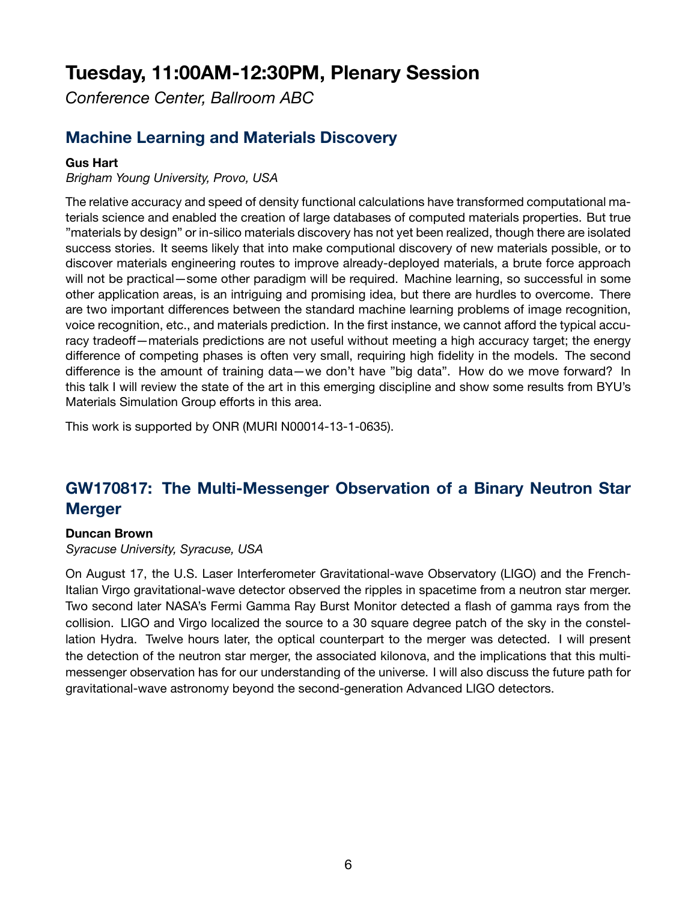# Tuesday, 11:00AM-12:30PM, Plenary Session

*Conference Center, Ballroom ABC*

## Machine Learning and Materials Discovery

**Gus Hart**

*Brigham Young University, Provo, USA*

The relative accuracy and speed of density functional calculations have transformed computational materials science and enabled the creation of large databases of computed materials properties. But true "materials by design" or in-silico materials discovery has not yet been realized, though there are isolated success stories. It seems likely that into make computional discovery of new materials possible, or to discover materials engineering routes to improve already-deployed materials, a brute force approach will not be practical—some other paradigm will be required. Machine learning, so successful in some other application areas, is an intriguing and promising idea, but there are hurdles to overcome. There are two important differences between the standard machine learning problems of image recognition, voice recognition, etc., and materials prediction. In the first instance, we cannot afford the typical accuracy tradeoff—materials predictions are not useful without meeting a high accuracy target; the energy difference of competing phases is often very small, requiring high fidelity in the models. The second difference is the amount of training data—we don't have "big data". How do we move forward? In this talk I will review the state of the art in this emerging discipline and show some results from BYU's Materials Simulation Group efforts in this area.

This work is supported by ONR (MURI N00014-13-1-0635).

## GW170817: The Multi-Messenger Observation of a Binary Neutron Star Merger

**Duncan Brown**

*Syracuse University, Syracuse, USA*

On August 17, the U.S. Laser Interferometer Gravitational-wave Observatory (LIGO) and the French-Italian Virgo gravitational-wave detector observed the ripples in spacetime from a neutron star merger. Two second later NASA's Fermi Gamma Ray Burst Monitor detected a flash of gamma rays from the collision. LIGO and Virgo localized the source to a 30 square degree patch of the sky in the constellation Hydra. Twelve hours later, the optical counterpart to the merger was detected. I will present the detection of the neutron star merger, the associated kilonova, and the implications that this multi-messenger observation has for our understanding of the universe. I will also discuss the future path for gravitational-wave astronomy beyond the second-generation Advanced LIGO detectors.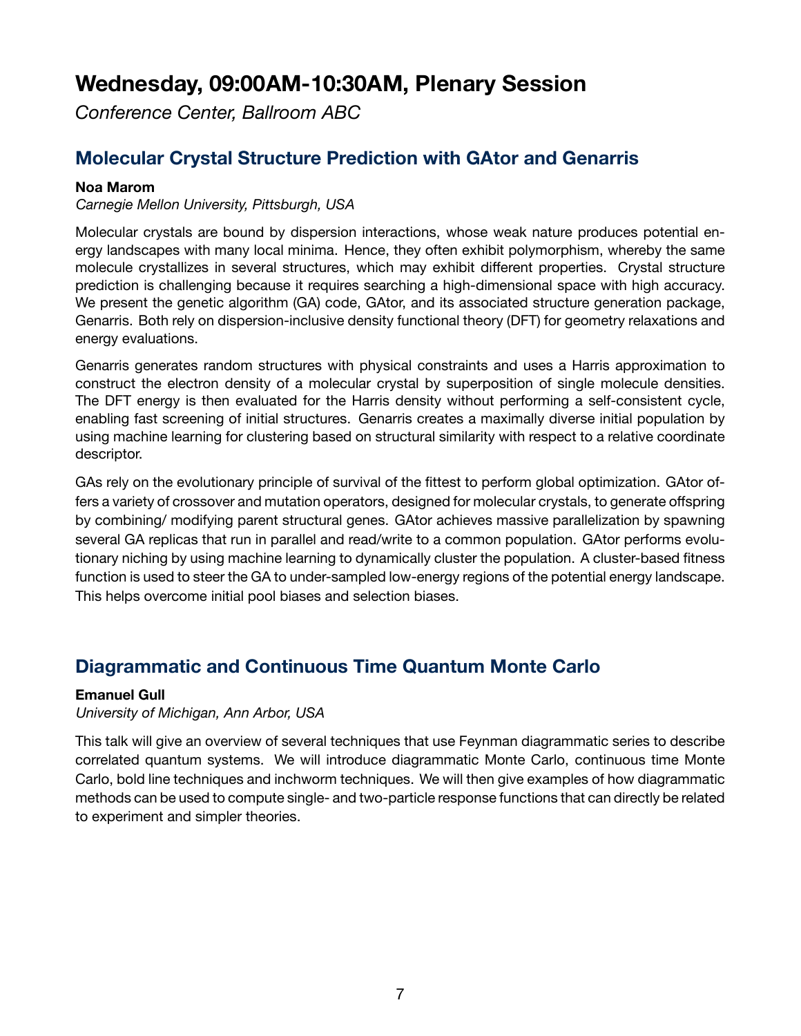# Wednesday, 09:00AM-10:30AM, Plenary Session

*Conference Center, Ballroom ABC*

## Molecular Crystal Structure Prediction with GAtor and Genarris

**Noa Marom**

*Carnegie Mellon University, Pittsburgh, USA*

Molecular crystals are bound by dispersion interactions, whose weak nature produces potential energy landscapes with many local minima. Hence, they often exhibit polymorphism, whereby the same molecule crystallizes in several structures, which may exhibit different properties. Crystal structure prediction is challenging because it requires searching a high-dimensional space with high accuracy. We present the genetic algorithm (GA) code, GAtor, and its associated structure generation package, Genarris. Both rely on dispersion-inclusive density functional theory (DFT) for geometry relaxations and energy evaluations.

Genarris generates random structures with physical constraints and uses a Harris approximation to construct the electron density of a molecular crystal by superposition of single molecule densities. The DFT energy is then evaluated for the Harris density without performing a self-consistent cycle, enabling fast screening of initial structures. Genarris creates a maximally diverse initial population by using machine learning for clustering based on structural similarity with respect to a relative coordinate descriptor.

GAs rely on the evolutionary principle of survival of the fittest to perform global optimization. GAtor offers a variety of crossover and mutation operators, designed for molecular crystals, to generate offspring by combining/ modifying parent structural genes. GAtor achieves massive parallelization by spawning several GA replicas that run in parallel and read/write to a common population. GAtor performs evolutionary niching by using machine learning to dynamically cluster the population. A cluster-based fitness function is used to steer the GA to under-sampled low-energy regions of the potential energy landscape. This helps overcome initial pool biases and selection biases.

## Diagrammatic and Continuous Time Quantum Monte Carlo

**Emanuel Gull**

*University of Michigan, Ann Arbor, USA*

This talk will give an overview of several techniques that use Feynman diagrammatic series to describe correlated quantum systems. We will introduce diagrammatic Monte Carlo, continuous time Monte Carlo, bold line techniques and inchworm techniques. We will then give examples of how diagrammatic methods can be used to compute single- and two-particle response functions that can directly be related to experiment and simpler theories.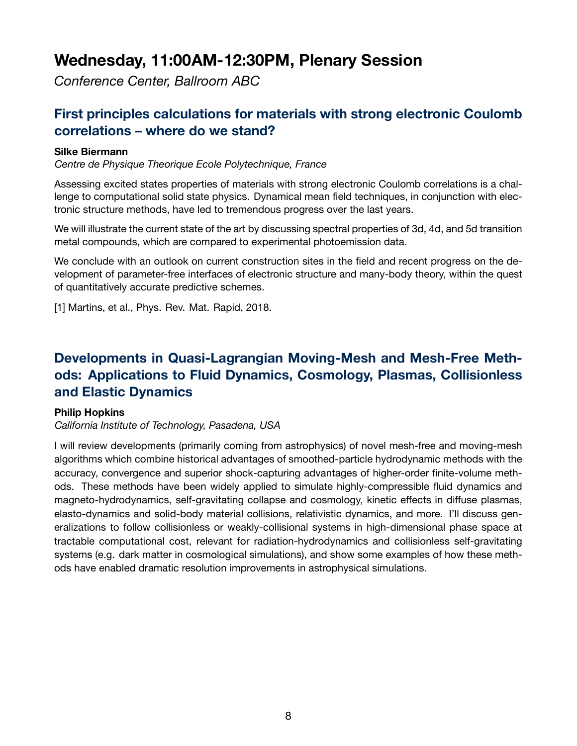# Wednesday, 11:00AM-12:30PM, Plenary Session

*Conference Center, Ballroom ABC*

## First principles calculations for materials with strong electronic Coulomb correlations – where do we stand?

**Silke Biermann**

*Centre de Physique Theorique Ecole Polytechnique, France*

Assessing excited states properties of materials with strong electronic Coulomb correlations is a challenge to computational solid state physics. Dynamical mean field techniques, in conjunction with electronic structure methods, have led to tremendous progress over the last years.

We will illustrate the current state of the art by discussing spectral properties of 3d, 4d, and 5d transition metal compounds, which are compared to experimental photoemission data.

We conclude with an outlook on current construction sites in the field and recent progress on the development of parameter-free interfaces of electronic structure and many-body theory, within the quest of quantitatively accurate predictive schemes.

[1] Martins, et al., Phys. Rev. Mat. Rapid, 2018.

## Developments in Quasi-Lagrangian Moving-Mesh and Mesh-Free Methods: Applications to Fluid Dynamics, Cosmology, Plasmas, Collisionless and Elastic Dynamics

**Philip Hopkins**

*California Institute of Technology, Pasadena, USA*

I will review developments (primarily coming from astrophysics) of novel mesh-free and moving-mesh algorithms which combine historical advantages of smoothed-particle hydrodynamic methods with the accuracy, convergence and superior shock-capturing advantages of higher-order finite-volume methods. These methods have been widely applied to simulate highly-compressible fluid dynamics and magneto-hydrodynamics, self-gravitating collapse and cosmology, kinetic effects in diffuse plasmas, elasto-dynamics and solid-body material collisions, relativistic dynamics, and more. I'll discuss generalizations to follow collisionless or weakly-collisional systems in high-dimensional phase space at tractable computational cost, relevant for radiation-hydrodynamics and collisionless self-gravitating systems (e.g. dark matter in cosmological simulations), and show some examples of how these methods have enabled dramatic resolution improvements in astrophysical simulations.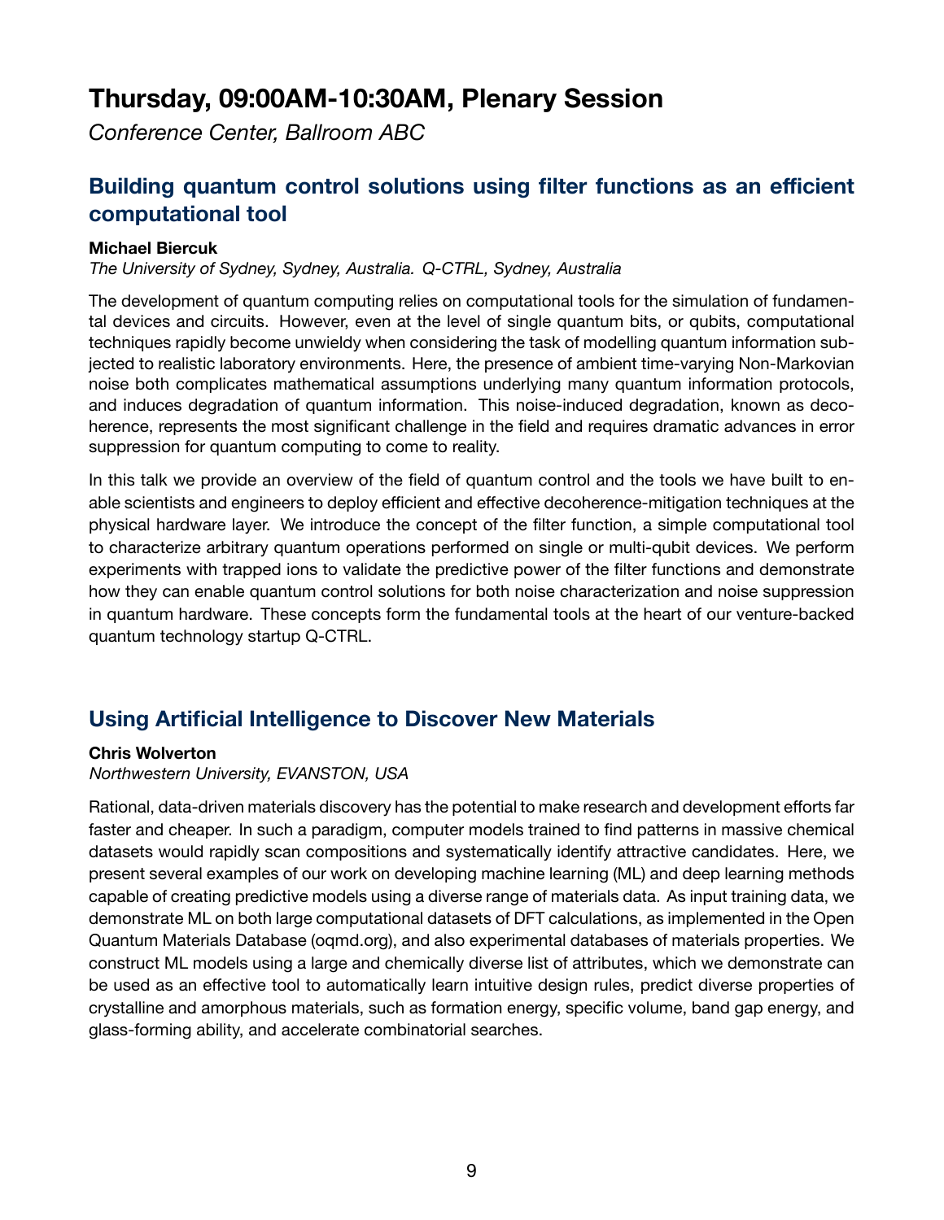# Thursday, 09:00AM-10:30AM, Plenary Session

*Conference Center, Ballroom ABC*

## Building quantum control solutions using filter functions as an efficient computational tool

**Michael Biercuk**

*The University of Sydney, Sydney, Australia. Q-CTRL, Sydney, Australia*

The development of quantum computing relies on computational tools for the simulation of fundamental devices and circuits. However, even at the level of single quantum bits, or qubits, computational techniques rapidly become unwieldy when considering the task of modelling quantum information subjected to realistic laboratory environments. Here, the presence of ambient time-varying Non-Markovian noise both complicates mathematical assumptions underlying many quantum information protocols, and induces degradation of quantum information. This noise-induced degradation, known as decoherence, represents the most significant challenge in the field and requires dramatic advances in error suppression for quantum computing to come to reality.

In this talk we provide an overview of the field of quantum control and the tools we have built to enable scientists and engineers to deploy efficient and effective decoherence-mitigation techniques at the physical hardware layer. We introduce the concept of the filter function, a simple computational tool to characterize arbitrary quantum operations performed on single or multi-qubit devices. We perform experiments with trapped ions to validate the predictive power of the filter functions and demonstrate how they can enable quantum control solutions for both noise characterization and noise suppression in quantum hardware. These concepts form the fundamental tools at the heart of our venture-backed quantum technology startup Q-CTRL.

## Using Artificial Intelligence to Discover New Materials

**Chris Wolverton**

*Northwestern University, EVANSTON, USA*

Rational, data-driven materials discovery has the potential to make research and development efforts far faster and cheaper. In such a paradigm, computer models trained to find patterns in massive chemical datasets would rapidly scan compositions and systematically identify attractive candidates. Here, we present several examples of our work on developing machine learning (ML) and deep learning methods capable of creating predictive models using a diverse range of materials data. As input training data, we demonstrate ML on both large computational datasets of DFT calculations, as implemented in the Open Quantum Materials Database (oqmd.org), and also experimental databases of materials properties. We construct ML models using a large and chemically diverse list of attributes, which we demonstrate can be used as an effective tool to automatically learn intuitive design rules, predict diverse properties of crystalline and amorphous materials, such as formation energy, specific volume, band gap energy, and glass-forming ability, and accelerate combinatorial searches.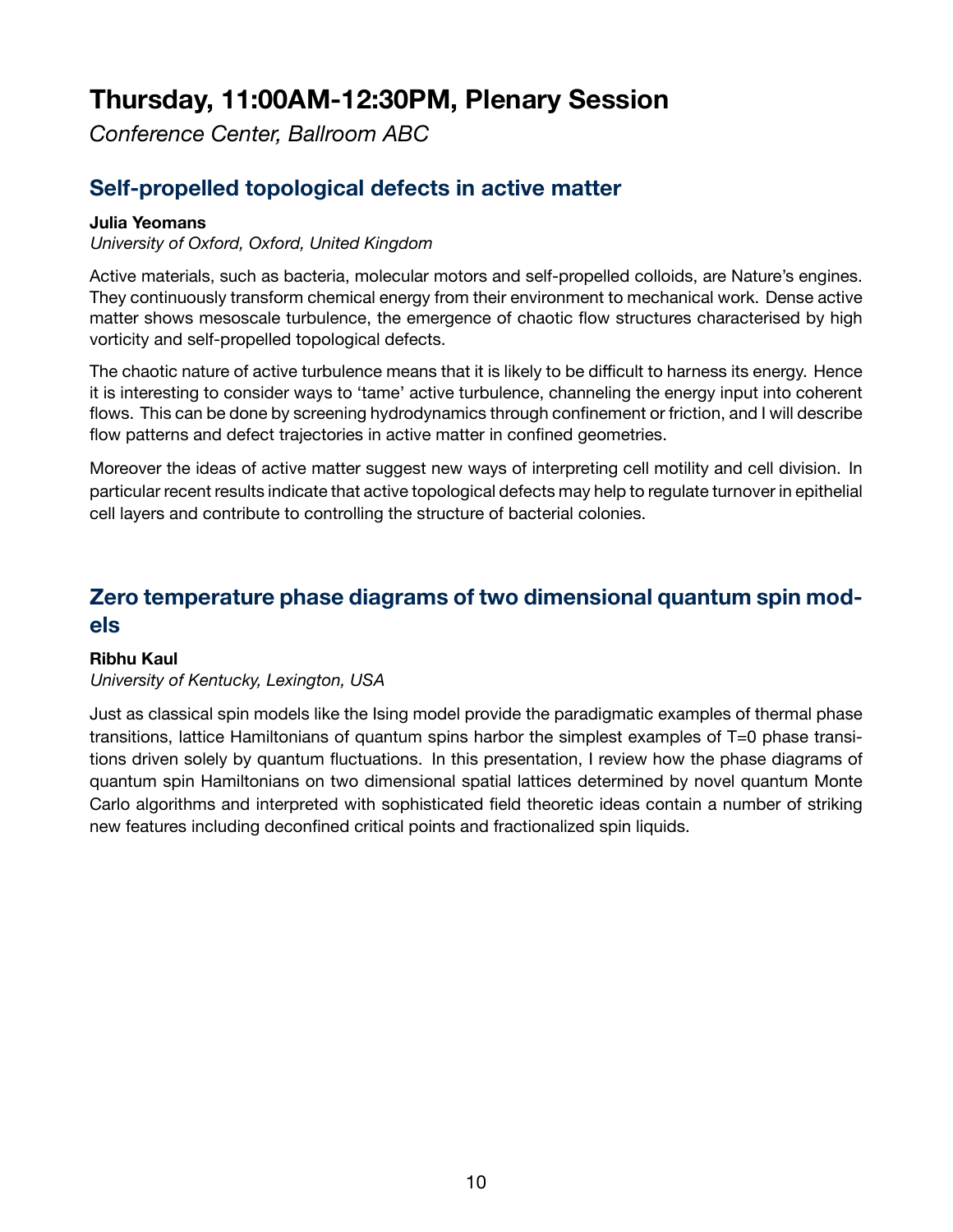# Thursday, 11:00AM-12:30PM, Plenary Session

*Conference Center, Ballroom ABC*

## Self-propelled topological defects in active matter

**Julia Yeomans**

*University of Oxford, Oxford, United Kingdom*

Active materials, such as bacteria, molecular motors and self-propelled colloids, are Nature's engines. They continuously transform chemical energy from their environment to mechanical work. Dense active matter shows mesoscale turbulence, the emergence of chaotic flow structures characterised by high vorticity and self-propelled topological defects.

The chaotic nature of active turbulence means that it is likely to be difficult to harness its energy. Hence it is interesting to consider ways to 'tame' active turbulence, channeling the energy input into coherent flows. This can be done by screening hydrodynamics through confinement or friction, and I will describe flow patterns and defect trajectories in active matter in confined geometries.

Moreover the ideas of active matter suggest new ways of interpreting cell motility and cell division. In particular recent results indicate that active topological defects may help to regulate turnover in epithelial cell layers and contribute to controlling the structure of bacterial colonies.

## Zero temperature phase diagrams of two dimensional quantum spin models

**Ribhu Kaul**

*University of Kentucky, Lexington, USA*

Just as classical spin models like the Ising model provide the paradigmatic examples of thermal phase transitions, lattice Hamiltonians of quantum spins harbor the simplest examples of $T=0$ phase transitions driven solely by quantum fluctuations. In this presentation, I review how the phase diagrams of quantum spin Hamiltonians on two dimensional spatial lattices determined by novel quantum Monte Carlo algorithms and interpreted with sophisticated field theoretic ideas contain a number of striking new features including deconfined critical points and fractionalized spin liquids.